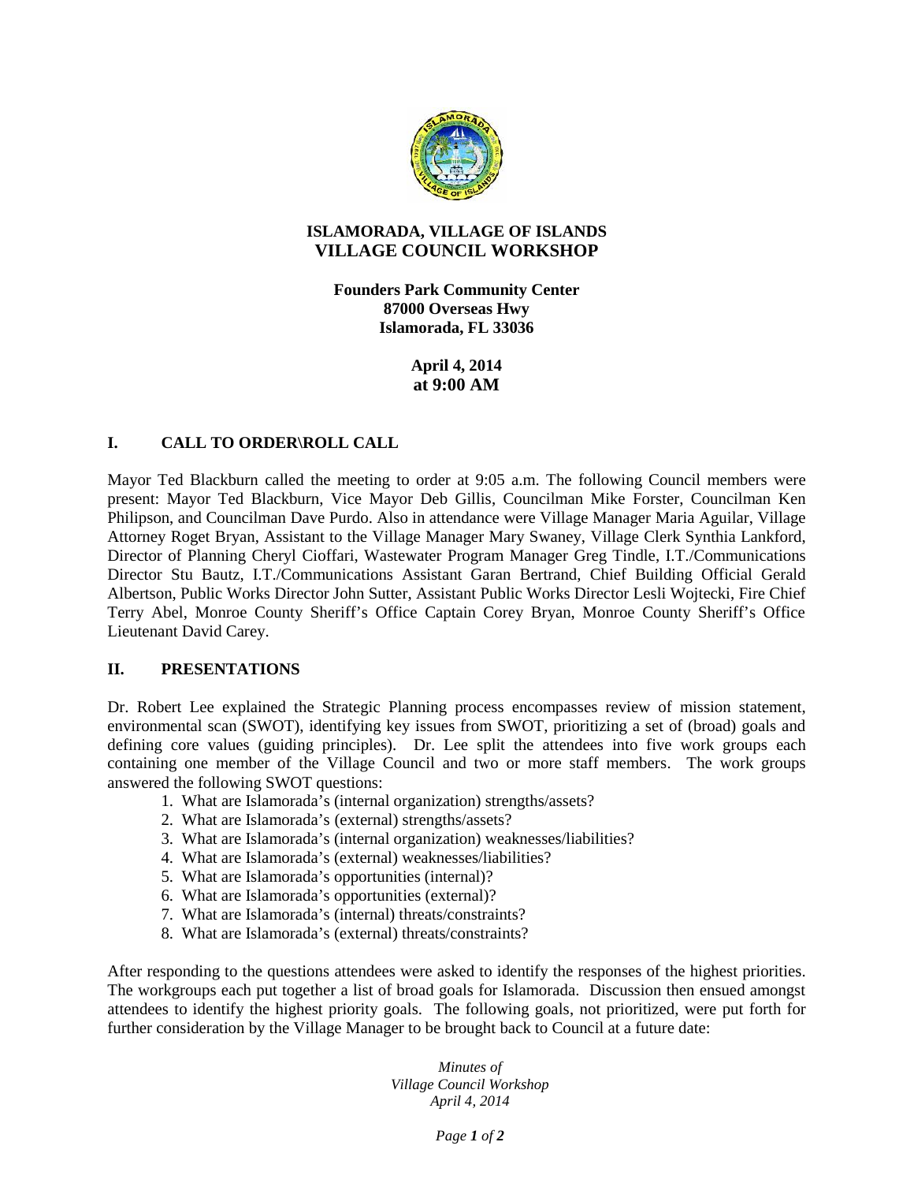# ISLAMORADA, VILLAGE OF ISLANDS
## VILLAGE COUNCIL WORKSHOP

**Founders Park Community Center**
**87000 Overseas Hwy**
**Islamorada, FL 33036**

**April 4, 2014**
**at 9:00 AM**

## I. CALL TO ORDER\ROLL CALL

Mayor Ted Blackburn called the meeting to order at 9:05 a.m. The following Council members were present: Mayor Ted Blackburn, Vice Mayor Deb Gillis, Councilman Mike Forster, Councilman Ken Philipson, and Councilman Dave Purdo. Also in attendance were Village Manager Maria Aguilar, Village Attorney Roget Bryan, Assistant to the Village Manager Mary Swaney, Village Clerk Synthia Lankford, Director of Planning Cheryl Cioffari, Wastewater Program Manager Greg Tindle, I.T./Communications Director Stu Bautz, I.T./Communications Assistant Garan Bertrand, Chief Building Official Gerald Albertson, Public Works Director John Sutter, Assistant Public Works Director Lesli Wojtecki, Fire Chief Terry Abel, Monroe County Sheriff's Office Captain Corey Bryan, Monroe County Sheriff's Office Lieutenant David Carey.

## II. PRESENTATIONS

Dr. Robert Lee explained the Strategic Planning process encompasses review of mission statement, environmental scan (SWOT), identifying key issues from SWOT, prioritizing a set of (broad) goals and defining core values (guiding principles). Dr. Lee split the attendees into five work groups each containing one member of the Village Council and two or more staff members. The work groups answered the following SWOT questions:

1. What are Islamorada's (internal organization) strengths/assets?
2. What are Islamorada's (external) strengths/assets?
3. What are Islamorada's (internal organization) weaknesses/liabilities?
4. What are Islamorada's (external) weaknesses/liabilities?
5. What are Islamorada's opportunities (internal)?
6. What are Islamorada's opportunities (external)?
7. What are Islamorada's (internal) threats/constraints?
8. What are Islamorada's (external) threats/constraints?

After responding to the questions attendees were asked to identify the responses of the highest priorities. The workgroups each put together a list of broad goals for Islamorada. Discussion then ensued amongst attendees to identify the highest priority goals. The following goals, not prioritized, were put forth for further consideration by the Village Manager to be brought back to Council at a future date: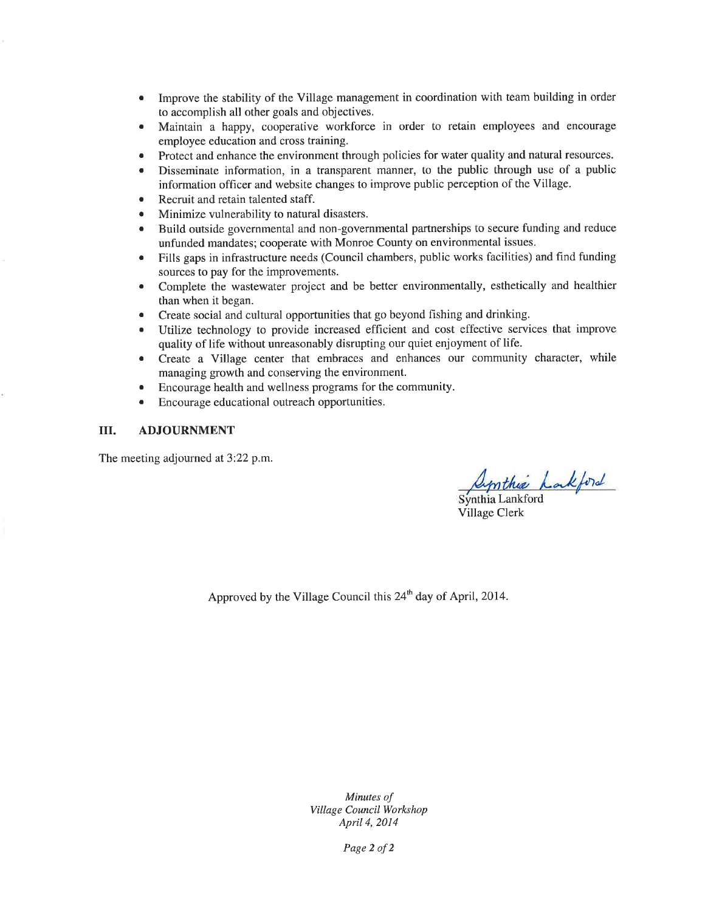- Improve the stability of the Village management in coordination with team building in order to accomplish all other goals and objectives.
- Maintain a happy, cooperative workforce in order to retain employees and encourage employee education and cross training.
- Protect and enhance the environment through policies for water quality and natural resources.
- Disseminate information, in a transparent manner, to the public through use of a public information officer and website changes to improve public perception of the Village.
- Recruit and retain talented staff.
- Minimize vulnerability to natural disasters.
- Build outside governmental and non-governmental partnerships to secure funding and reduce unfunded mandates; cooperate with Monroe County on environmental issues.
- Fills gaps in infrastructure needs (Council chambers, public works facilities) and find funding sources to pay for the improvements.
- Complete the wastewater project and be better environmentally, esthetically and healthier than when it began.
- Create social and cultural opportunities that go beyond fishing and drinking.
- Utilize technology to provide increased efficient and cost effective services that improve quality of life without unreasonably disrupting our quiet enjoyment of life.
- Create a Village center that embraces and enhances our community character, while managing growth and conserving the environment.
- Encourage health and wellness programs for the community.
- Encourage educational outreach opportunities.

## III. ADJOURNMENT

The meeting adjourned at 3:22 p.m.

Synthia Lankford
Synthia Lankford
Village Clerk

Approved by the Village Council this 24th day of April, 2014.

*Minutes of*
*Village Council Workshop*
*April 4, 2014*